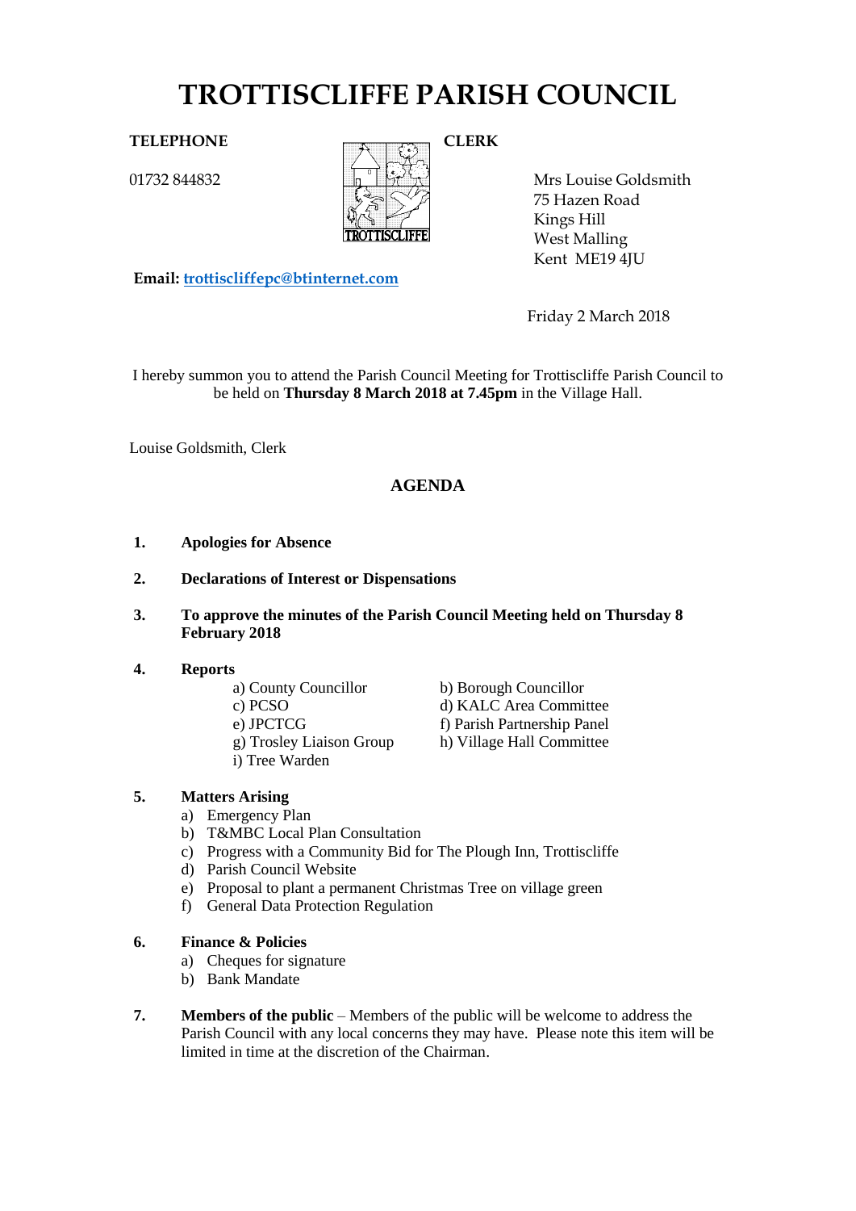# TROTTISCLIFFE PARISH COUNCIL

**TELEPHONE**

01732 844832

**CLERK**

Mrs Louise Goldsmith
75 Hazen Road
Kings Hill
West Malling
Kent ME19 4JU

**Email:** trottiscliffepc@btinternet.com

Friday 2 March 2018

I hereby summon you to attend the Parish Council Meeting for Trottiscliffe Parish Council to be held on **Thursday 8 March 2018 at 7.45pm** in the Village Hall.

Louise Goldsmith, Clerk

## AGENDA

1. **Apologies for Absence**

2. **Declarations of Interest or Dispensations**

3. **To approve the minutes of the Parish Council Meeting held on Thursday 8 February 2018**

4. **Reports**
   - a) County Councillor
   - b) Borough Councillor
   - c) PCSO
   - d) KALC Area Committee
   - e) JPCTCG
   - f) Parish Partnership Panel
   - g) Trosley Liaison Group
   - h) Village Hall Committee
   - i) Tree Warden

5. **Matters Arising**
   - a) Emergency Plan
   - b) T&MBC Local Plan Consultation
   - c) Progress with a Community Bid for The Plough Inn, Trottiscliffe
   - d) Parish Council Website
   - e) Proposal to plant a permanent Christmas Tree on village green
   - f) General Data Protection Regulation

6. **Finance & Policies**
   - a) Cheques for signature
   - b) Bank Mandate

7. **Members of the public** – Members of the public will be welcome to address the Parish Council with any local concerns they may have. Please note this item will be limited in time at the discretion of the Chairman.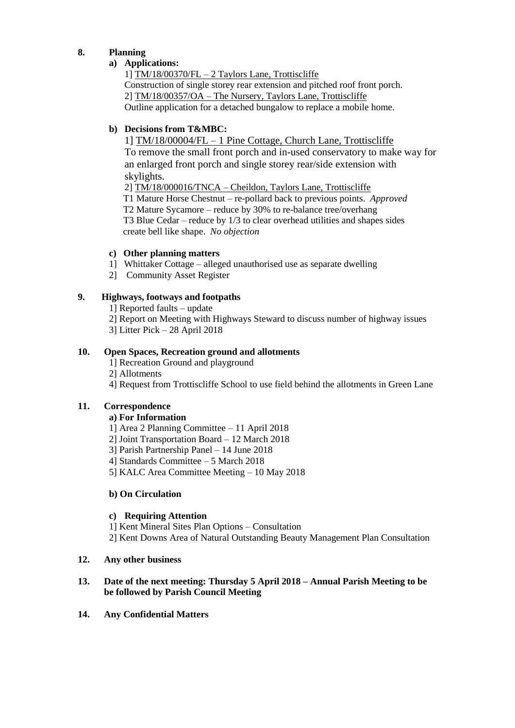**8. Planning**

**a) Applications:**

1] TM/18/00370/FL – 2 Taylors Lane, Trottiscliffe
Construction of single storey rear extension and pitched roof front porch.
2] TM/18/00357/OA – The Nursery, Taylors Lane, Trottiscliffe
Outline application for a detached bungalow to replace a mobile home.

**b) Decisions from T&MBC:**

1] TM/18/00004/FL – 1 Pine Cottage, Church Lane, Trottiscliffe
To remove the small front porch and in-used conservatory to make way for an enlarged front porch and single storey rear/side extension with skylights.
2] TM/18/000016/TNCA – Cheildon, Taylors Lane, Trottiscliffe
T1 Mature Horse Chestnut – re-pollard back to previous points. *Approved*
T2 Mature Sycamore – reduce by 30% to re-balance tree/overhang
T3 Blue Cedar – reduce by 1/3 to clear overhead utilities and shapes sides create bell like shape. *No objection*

**c) Other planning matters**

1] Whittaker Cottage – alleged unauthorised use as separate dwelling
2] Community Asset Register

**9. Highways, footways and footpaths**

1] Reported faults – update
2] Report on Meeting with Highways Steward to discuss number of highway issues
3] Litter Pick – 28 April 2018

**10. Open Spaces, Recreation ground and allotments**

1] Recreation Ground and playground
2] Allotments
4] Request from Trottiscliffe School to use field behind the allotments in Green Lane

**11. Correspondence**

**a) For Information**

1] Area 2 Planning Committee – 11 April 2018
2] Joint Transportation Board – 12 March 2018
3] Parish Partnership Panel – 14 June 2018
4] Standards Committee – 5 March 2018
5] KALC Area Committee Meeting – 10 May 2018

**b) On Circulation**

**c) Requiring Attention**

1] Kent Mineral Sites Plan Options – Consultation
2] Kent Downs Area of Natural Outstanding Beauty Management Plan Consultation

**12. Any other business**

**13. Date of the next meeting: Thursday 5 April 2018 – Annual Parish Meeting to be be followed by Parish Council Meeting**

**14. Any Confidential Matters**